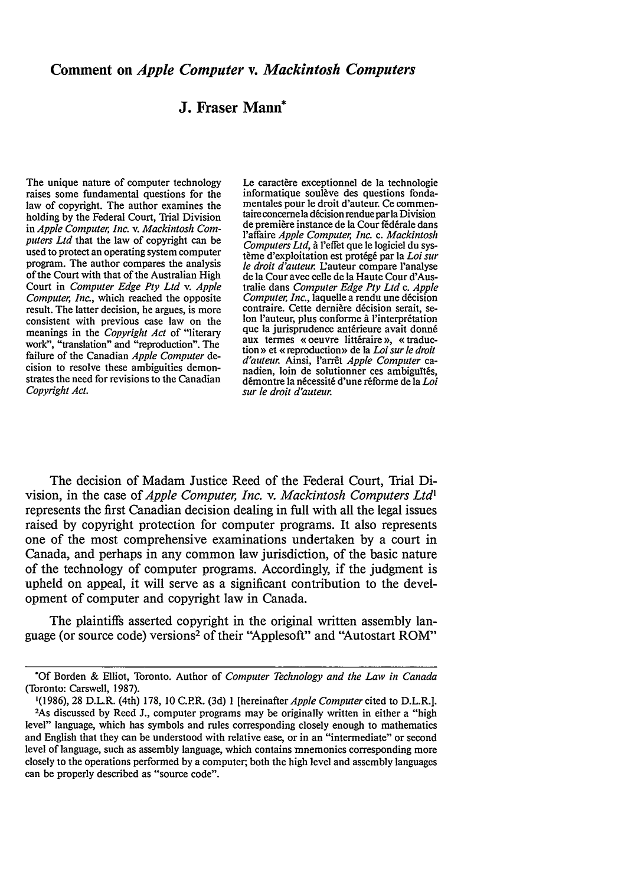# Comment on *Apple Computer* v. *Mackintosh Computers*

## J. Fraser Mann*

The unique nature of computer technology raises some fundamental questions for the law of copyright. The author examines the holding by the Federal Court, Trial Division in *Apple Computer, Inc.* v. *Mackintosh Computers Ltd* that the law of copyright can be used to protect an operating system computer program. The author compares the analysis of the Court with that of the Australian High Court in *Computer Edge Pty Ltd* v. *Apple Computer, Inc.*, which reached the opposite result. The latter decision, he argues, is more consistent with previous case law on the meanings in the *Copyright Act* of "literary work", "translation" and "reproduction". The failure of the Canadian *Apple Computer* decision to resolve these ambiguities demonstrates the need for revisions to the Canadian *Copyright Act*.

Le caractère exceptionnel de la technologie informatique soulève des questions fondamentales pour le droit d'auteur. Ce commentaire concerne la décision rendue par la Division de première instance de la Cour fédérale dans l'affaire *Apple Computer, Inc.* c. *Mackintosh Computers Ltd*, à l'effet que le logiciel du système d'exploitation est protégé par la *Loi sur le droit d'auteur*. L'auteur compare l'analyse de la Cour avec celle de la Haute Cour d'Australie dans *Computer Edge Pty Ltd* c. *Apple Computer, Inc.*, laquelle a rendu une décision contraire. Cette dernière décision serait, selon l'auteur, plus conforme à l'interprétation que la jurisprudence antérieure avait donné aux termes « oeuvre littéraire », « traduction » et « reproduction» de la *Loi sur le droit d'auteur*. Ainsi, l'arrêt *Apple Computer* canadien, loin de solutionner ces ambiguïtés, démontre la nécessité d'une réforme de la *Loi sur le droit d'auteur*.

The decision of Madam Justice Reed of the Federal Court, Trial Division, in the case of *Apple Computer, Inc.* v. *Mackintosh Computers Ltd*[1] represents the first Canadian decision dealing in full with all the legal issues raised by copyright protection for computer programs. It also represents one of the most comprehensive examinations undertaken by a court in Canada, and perhaps in any common law jurisdiction, of the basic nature of the technology of computer programs. Accordingly, if the judgment is upheld on appeal, it will serve as a significant contribution to the development of computer and copyright law in Canada.

The plaintiffs asserted copyright in the original written assembly language (or source code) versions[2] of their "Applesoft" and "Autostart ROM"

---

*Of Borden & Elliot, Toronto. Author of *Computer Technology and the Law in Canada* (Toronto: Carswell, 1987).

[1](1986), 28 D.L.R. (4th) 178, 10 C.P.R. (3d) 1 [hereinafter *Apple Computer* cited to D.L.R.].

[2]As discussed by Reed J., computer programs may be originally written in either a "high level" language, which has symbols and rules corresponding closely enough to mathematics and English that they can be understood with relative ease, or in an "intermediate" or second level of language, such as assembly language, which contains mnemonics corresponding more closely to the operations performed by a computer; both the high level and assembly languages can be properly described as "source code".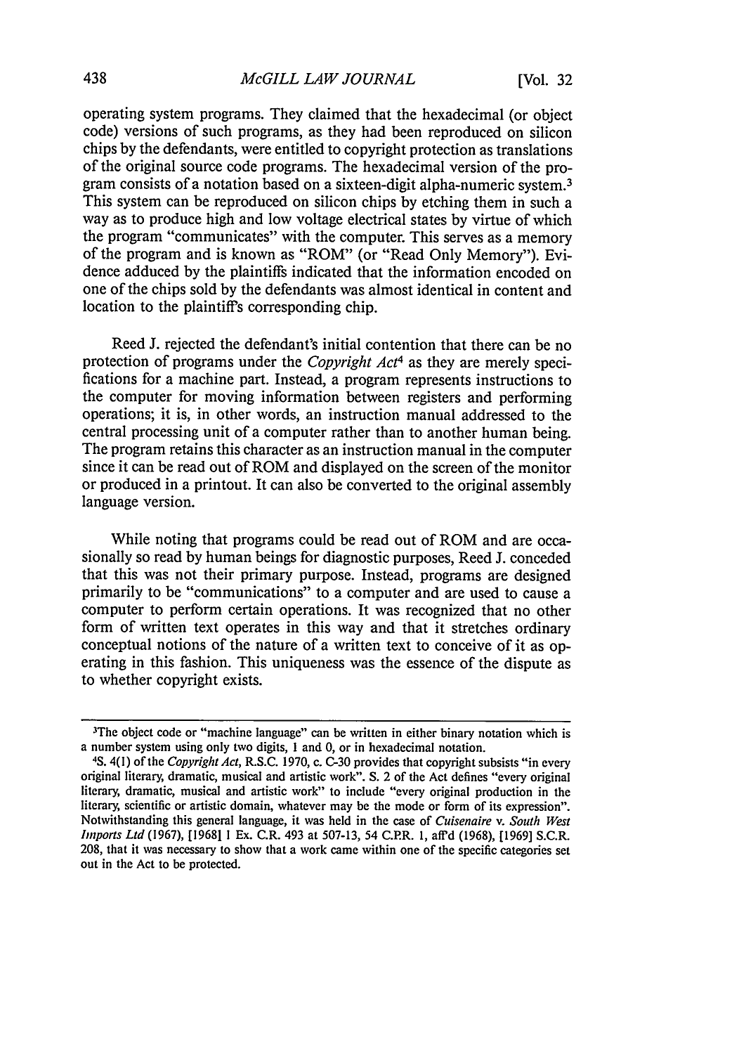operating system programs. They claimed that the hexadecimal (or object code) versions of such programs, as they had been reproduced on silicon chips by the defendants, were entitled to copyright protection as translations of the original source code programs. The hexadecimal version of the program consists of a notation based on a sixteen-digit alpha-numeric system.[3] This system can be reproduced on silicon chips by etching them in such a way as to produce high and low voltage electrical states by virtue of which the program "communicates" with the computer. This serves as a memory of the program and is known as "ROM" (or "Read Only Memory"). Evidence adduced by the plaintiffs indicated that the information encoded on one of the chips sold by the defendants was almost identical in content and location to the plaintiff's corresponding chip.

Reed J. rejected the defendant's initial contention that there can be no protection of programs under the *Copyright Act*[4] as they are merely specifications for a machine part. Instead, a program represents instructions to the computer for moving information between registers and performing operations; it is, in other words, an instruction manual addressed to the central processing unit of a computer rather than to another human being. The program retains this character as an instruction manual in the computer since it can be read out of ROM and displayed on the screen of the monitor or produced in a printout. It can also be converted to the original assembly language version.

While noting that programs could be read out of ROM and are occasionally so read by human beings for diagnostic purposes, Reed J. conceded that this was not their primary purpose. Instead, programs are designed primarily to be "communications" to a computer and are used to cause a computer to perform certain operations. It was recognized that no other form of written text operates in this way and that it stretches ordinary conceptual notions of the nature of a written text to conceive of it as operating in this fashion. This uniqueness was the essence of the dispute as to whether copyright exists.

---

[3]The object code or "machine language" can be written in either binary notation which is a number system using only two digits, 1 and 0, or in hexadecimal notation.

[4]S. 4(1) of the *Copyright Act*, R.S.C. 1970, c. C-30 provides that copyright subsists "in every original literary, dramatic, musical and artistic work". S. 2 of the Act defines "every original literary, dramatic, musical and artistic work" to include "every original production in the literary, scientific or artistic domain, whatever may be the mode or form of its expression". Notwithstanding this general language, it was held in the case of *Cuisenaire* v. *South West Imports Ltd* (1967), [1968] 1 Ex. C.R. 493 at 507-13, 54 C.P.R. 1, aff'd (1968), [1969] S.C.R. 208, that it was necessary to show that a work came within one of the specific categories set out in the Act to be protected.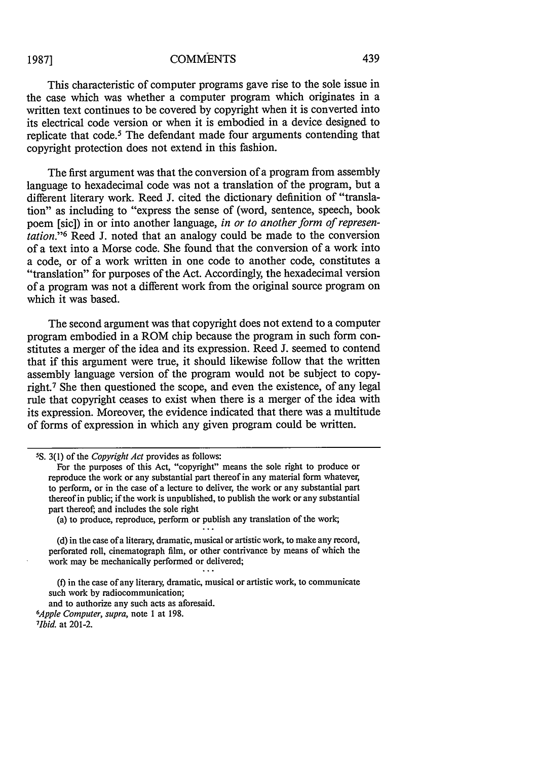This characteristic of computer programs gave rise to the sole issue in the case which was whether a computer program which originates in a written text continues to be covered by copyright when it is converted into its electrical code version or when it is embodied in a device designed to replicate that code.[5] The defendant made four arguments contending that copyright protection does not extend in this fashion.

The first argument was that the conversion of a program from assembly language to hexadecimal code was not a translation of the program, but a different literary work. Reed J. cited the dictionary definition of "translation" as including to "express the sense of (word, sentence, speech, book poem [sic]) in or into another language, *in or to another form of representation*."[6] Reed J. noted that an analogy could be made to the conversion of a text into a Morse code. She found that the conversion of a work into a code, or of a work written in one code to another code, constitutes a "translation" for purposes of the Act. Accordingly, the hexadecimal version of a program was not a different work from the original source program on which it was based.

The second argument was that copyright does not extend to a computer program embodied in a ROM chip because the program in such form constitutes a merger of the idea and its expression. Reed J. seemed to contend that if this argument were true, it should likewise follow that the written assembly language version of the program would not be subject to copyright.[7] She then questioned the scope, and even the existence, of any legal rule that copyright ceases to exist when there is a merger of the idea with its expression. Moreover, the evidence indicated that there was a multitude of forms of expression in which any given program could be written.

---

[5] S. 3(1) of the *Copyright Act* provides as follows:

> For the purposes of this Act, "copyright" means the sole right to produce or reproduce the work or any substantial part thereof in any material form whatever, to perform, or in the case of a lecture to deliver, the work or any substantial part thereof in public; if the work is unpublished, to publish the work or any substantial part thereof; and includes the sole right
>
> (a) to produce, reproduce, perform or publish any translation of the work;
>
> ...
>
> (d) in the case of a literary, dramatic, musical or artistic work, to make any record, perforated roll, cinematograph film, or other contrivance by means of which the work may be mechanically performed or delivered;
>
> ...
>
> (f) in the case of any literary, dramatic, musical or artistic work, to communicate such work by radiocommunication;
>
> and to authorize any such acts as aforesaid.

[6] *Apple Computer*, *supra*, note 1 at 198.

[7] *Ibid.* at 201-2.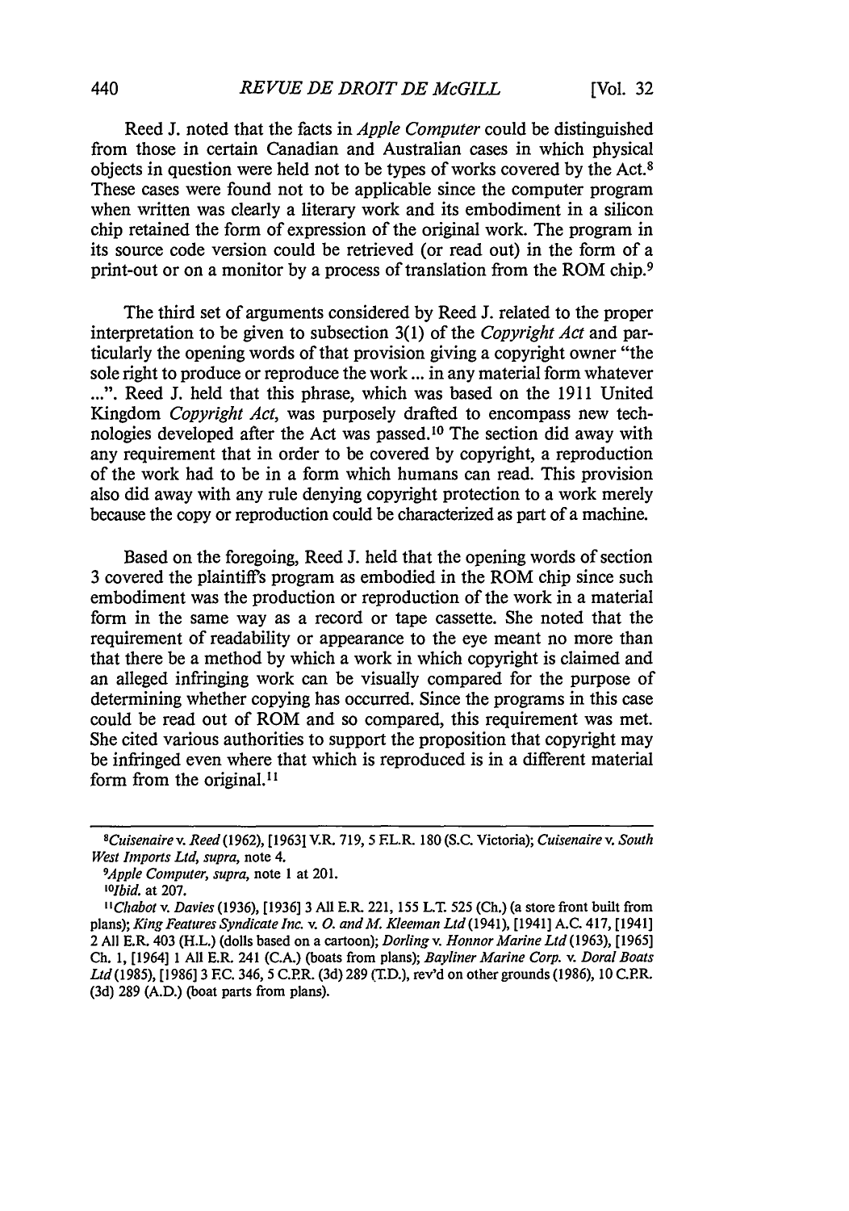Reed J. noted that the facts in *Apple Computer* could be distinguished from those in certain Canadian and Australian cases in which physical objects in question were held not to be types of works covered by the Act.[8] These cases were found not to be applicable since the computer program when written was clearly a literary work and its embodiment in a silicon chip retained the form of expression of the original work. The program in its source code version could be retrieved (or read out) in the form of a print-out or on a monitor by a process of translation from the ROM chip.[9]

The third set of arguments considered by Reed J. related to the proper interpretation to be given to subsection 3(1) of the *Copyright Act* and particularly the opening words of that provision giving a copyright owner "the sole right to produce or reproduce the work ... in any material form whatever ...". Reed J. held that this phrase, which was based on the 1911 United Kingdom *Copyright Act*, was purposely drafted to encompass new technologies developed after the Act was passed.[10] The section did away with any requirement that in order to be covered by copyright, a reproduction of the work had to be in a form which humans can read. This provision also did away with any rule denying copyright protection to a work merely because the copy or reproduction could be characterized as part of a machine.

Based on the foregoing, Reed J. held that the opening words of section 3 covered the plaintiff's program as embodied in the ROM chip since such embodiment was the production or reproduction of the work in a material form in the same way as a record or tape cassette. She noted that the requirement of readability or appearance to the eye meant no more than that there be a method by which a work in which copyright is claimed and an alleged infringing work can be visually compared for the purpose of determining whether copying has occurred. Since the programs in this case could be read out of ROM and so compared, this requirement was met. She cited various authorities to support the proposition that copyright may be infringed even where that which is reproduced is in a different material form from the original.[11]

---

[8] *Cuisenaire v. Reed* (1962), [1963] V.R. 719, 5 F.L.R. 180 (S.C. Victoria); *Cuisenaire v. South West Imports Ltd, supra*, note 4.

[9] *Apple Computer, supra*, note 1 at 201.

[10] *Ibid.* at 207.

[11] *Chabot v. Davies* (1936), [1936] 3 All E.R. 221, 155 L.T. 525 (Ch.) (a store front built from plans); *King Features Syndicate Inc. v. O. and M. Kleeman Ltd* (1941), [1941] A.C. 417, [1941] 2 All E.R. 403 (H.L.) (dolls based on a cartoon); *Dorling v. Honnor Marine Ltd* (1963), [1965] Ch. 1, [1964] 1 All E.R. 241 (C.A.) (boats from plans); *Bayliner Marine Corp. v. Doral Boats Ltd* (1985), [1986] 3 F.C. 346, 5 C.P.R. (3d) 289 (T.D.), rev'd on other grounds (1986), 10 C.P.R. (3d) 289 (A.D.) (boat parts from plans).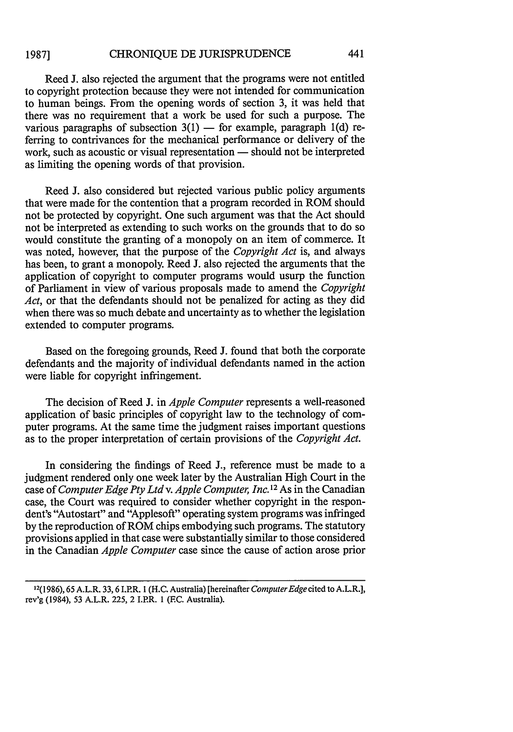Reed J. also rejected the argument that the programs were not entitled to copyright protection because they were not intended for communication to human beings. From the opening words of section 3, it was held that there was no requirement that a work be used for such a purpose. The various paragraphs of subsection 3(1) — for example, paragraph 1(d) referring to contrivances for the mechanical performance or delivery of the work, such as acoustic or visual representation — should not be interpreted as limiting the opening words of that provision.

Reed J. also considered but rejected various public policy arguments that were made for the contention that a program recorded in ROM should not be protected by copyright. One such argument was that the Act should not be interpreted as extending to such works on the grounds that to do so would constitute the granting of a monopoly on an item of commerce. It was noted, however, that the purpose of the *Copyright Act* is, and always has been, to grant a monopoly. Reed J. also rejected the arguments that the application of copyright to computer programs would usurp the function of Parliament in view of various proposals made to amend the *Copyright Act*, or that the defendants should not be penalized for acting as they did when there was so much debate and uncertainty as to whether the legislation extended to computer programs.

Based on the foregoing grounds, Reed J. found that both the corporate defendants and the majority of individual defendants named in the action were liable for copyright infringement.

The decision of Reed J. in *Apple Computer* represents a well-reasoned application of basic principles of copyright law to the technology of computer programs. At the same time the judgment raises important questions as to the proper interpretation of certain provisions of the *Copyright Act.*

In considering the findings of Reed J., reference must be made to a judgment rendered only one week later by the Australian High Court in the case of *Computer Edge Pty Ltd* v. *Apple Computer, Inc.*[12] As in the Canadian case, the Court was required to consider whether copyright in the respondent's "Autostart" and "Applesoft" operating system programs was infringed by the reproduction of ROM chips embodying such programs. The statutory provisions applied in that case were substantially similar to those considered in the Canadian *Apple Computer* case since the cause of action arose prior

---

[12](1986), 65 A.L.R. 33, 6 I.P.R. 1 (H.C. Australia) [hereinafter *Computer Edge* cited to A.L.R.], rev'g (1984), 53 A.L.R. 225, 2 I.P.R. 1 (F.C. Australia).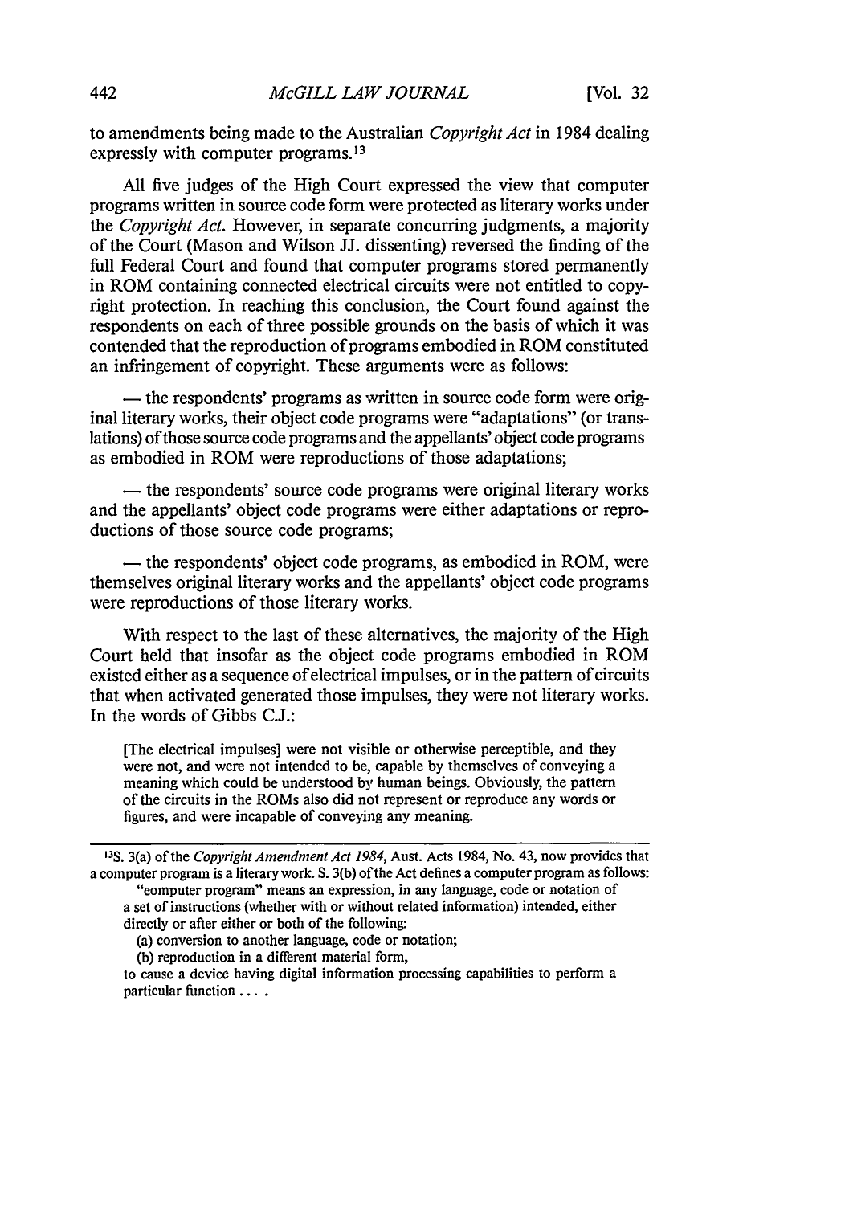to amendments being made to the Australian *Copyright Act* in 1984 dealing expressly with computer programs.[13]

All five judges of the High Court expressed the view that computer programs written in source code form were protected as literary works under the *Copyright Act*. However, in separate concurring judgments, a majority of the Court (Mason and Wilson JJ. dissenting) reversed the finding of the full Federal Court and found that computer programs stored permanently in ROM containing connected electrical circuits were not entitled to copyright protection. In reaching this conclusion, the Court found against the respondents on each of three possible grounds on the basis of which it was contended that the reproduction of programs embodied in ROM constituted an infringement of copyright. These arguments were as follows:

— the respondents' programs as written in source code form were original literary works, their object code programs were "adaptations" (or translations) of those source code programs and the appellants' object code programs as embodied in ROM were reproductions of those adaptations;

— the respondents' source code programs were original literary works and the appellants' object code programs were either adaptations or reproductions of those source code programs;

— the respondents' object code programs, as embodied in ROM, were themselves original literary works and the appellants' object code programs were reproductions of those literary works.

With respect to the last of these alternatives, the majority of the High Court held that insofar as the object code programs embodied in ROM existed either as a sequence of electrical impulses, or in the pattern of circuits that when activated generated those impulses, they were not literary works. In the words of Gibbs C.J.:

> [The electrical impulses] were not visible or otherwise perceptible, and they were not, and were not intended to be, capable by themselves of conveying a meaning which could be understood by human beings. Obviously, the pattern of the circuits in the ROMs also did not represent or reproduce any words or figures, and were incapable of conveying any meaning.

---

[13] S. 3(a) of the *Copyright Amendment Act 1984*, Aust. Acts 1984, No. 43, now provides that a computer program is a literary work. S. 3(b) of the Act defines a computer program as follows:

> "computer program" means an expression, in any language, code or notation of a set of instructions (whether with or without related information) intended, either directly or after either or both of the following:
>
> (a) conversion to another language, code or notation;
>
> (b) reproduction in a different material form,
>
> to cause a device having digital information processing capabilities to perform a particular function . . . .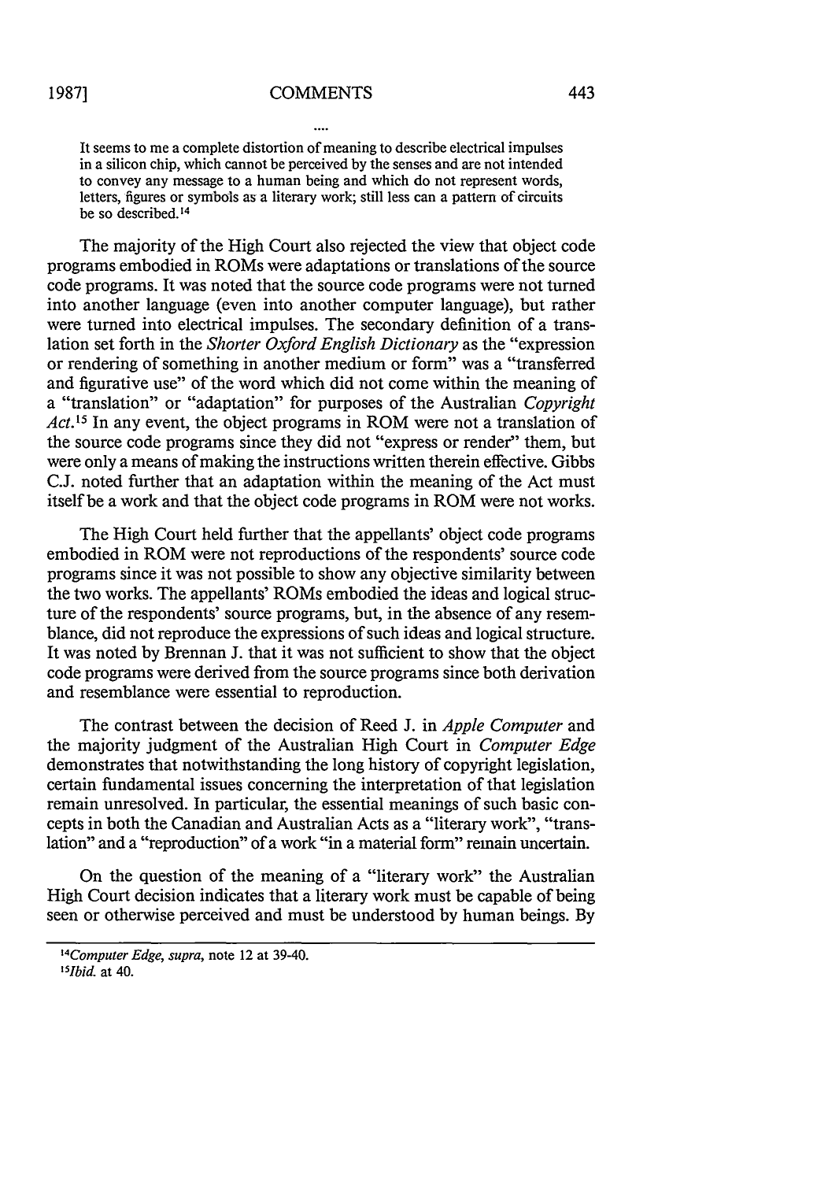....

> It seems to me a complete distortion of meaning to describe electrical impulses in a silicon chip, which cannot be perceived by the senses and are not intended to convey any message to a human being and which do not represent words, letters, figures or symbols as a literary work; still less can a pattern of circuits be so described.[14]

The majority of the High Court also rejected the view that object code programs embodied in ROMs were adaptations or translations of the source code programs. It was noted that the source code programs were not turned into another language (even into another computer language), but rather were turned into electrical impulses. The secondary definition of a translation set forth in the *Shorter Oxford English Dictionary* as the "expression or rendering of something in another medium or form" was a "transferred and figurative use" of the word which did not come within the meaning of a "translation" or "adaptation" for purposes of the Australian *Copyright Act*.[15] In any event, the object programs in ROM were not a translation of the source code programs since they did not "express or render" them, but were only a means of making the instructions written therein effective. Gibbs C.J. noted further that an adaptation within the meaning of the Act must itself be a work and that the object code programs in ROM were not works.

The High Court held further that the appellants' object code programs embodied in ROM were not reproductions of the respondents' source code programs since it was not possible to show any objective similarity between the two works. The appellants' ROMs embodied the ideas and logical structure of the respondents' source programs, but, in the absence of any resemblance, did not reproduce the expressions of such ideas and logical structure. It was noted by Brennan J. that it was not sufficient to show that the object code programs were derived from the source programs since both derivation and resemblance were essential to reproduction.

The contrast between the decision of Reed J. in *Apple Computer* and the majority judgment of the Australian High Court in *Computer Edge* demonstrates that notwithstanding the long history of copyright legislation, certain fundamental issues concerning the interpretation of that legislation remain unresolved. In particular, the essential meanings of such basic concepts in both the Canadian and Australian Acts as a "literary work", "translation" and a "reproduction" of a work "in a material form" remain uncertain.

On the question of the meaning of a "literary work" the Australian High Court decision indicates that a literary work must be capable of being seen or otherwise perceived and must be understood by human beings. By

---

[14] *Computer Edge*, *supra*, note 12 at 39-40.

[15] *Ibid.* at 40.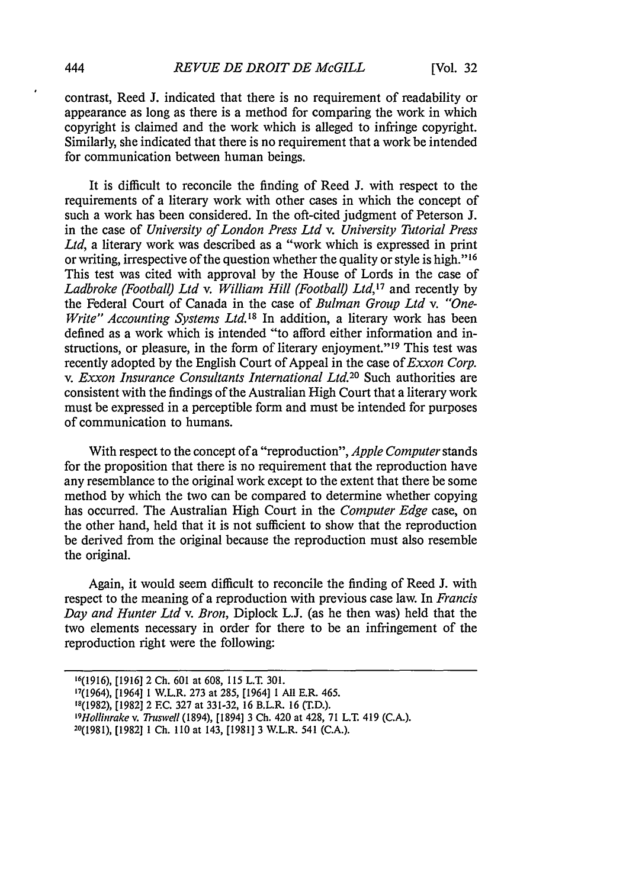contrast, Reed J. indicated that there is no requirement of readability or appearance as long as there is a method for comparing the work in which copyright is claimed and the work which is alleged to infringe copyright. Similarly, she indicated that there is no requirement that a work be intended for communication between human beings.

It is difficult to reconcile the finding of Reed J. with respect to the requirements of a literary work with other cases in which the concept of such a work has been considered. In the oft-cited judgment of Peterson J. in the case of *University of London Press Ltd* v. *University Tutorial Press Ltd*, a literary work was described as a "work which is expressed in print or writing, irrespective of the question whether the quality or style is high."[16] This test was cited with approval by the House of Lords in the case of *Ladbroke (Football) Ltd* v. *William Hill (Football) Ltd*,[17] and recently by the Federal Court of Canada in the case of *Bulman Group Ltd* v. *"One-Write" Accounting Systems Ltd*.[18] In addition, a literary work has been defined as a work which is intended "to afford either information and instructions, or pleasure, in the form of literary enjoyment."[19] This test was recently adopted by the English Court of Appeal in the case of *Exxon Corp.* v. *Exxon Insurance Consultants International Ltd*.[20] Such authorities are consistent with the findings of the Australian High Court that a literary work must be expressed in a perceptible form and must be intended for purposes of communication to humans.

With respect to the concept of a "reproduction", *Apple Computer* stands for the proposition that there is no requirement that the reproduction have any resemblance to the original work except to the extent that there be some method by which the two can be compared to determine whether copying has occurred. The Australian High Court in the *Computer Edge* case, on the other hand, held that it is not sufficient to show that the reproduction be derived from the original because the reproduction must also resemble the original.

Again, it would seem difficult to reconcile the finding of Reed J. with respect to the meaning of a reproduction with previous case law. In *Francis Day and Hunter Ltd* v. *Bron*, Diplock L.J. (as he then was) held that the two elements necessary in order for there to be an infringement of the reproduction right were the following:

---

[16](1916), [1916] 2 Ch. 601 at 608, 115 L.T. 301.

[17](1964), [1964] 1 W.L.R. 273 at 285, [1964] 1 All E.R. 465.

[18](1982), [1982] 2 F.C. 327 at 331-32, 16 B.L.R. 16 (T.D.).

[19]*Hollinrake* v. *Truswell* (1894), [1894] 3 Ch. 420 at 428, 71 L.T. 419 (C.A.).

[20](1981), [1982] 1 Ch. 110 at 143, [1981] 3 W.L.R. 541 (C.A.).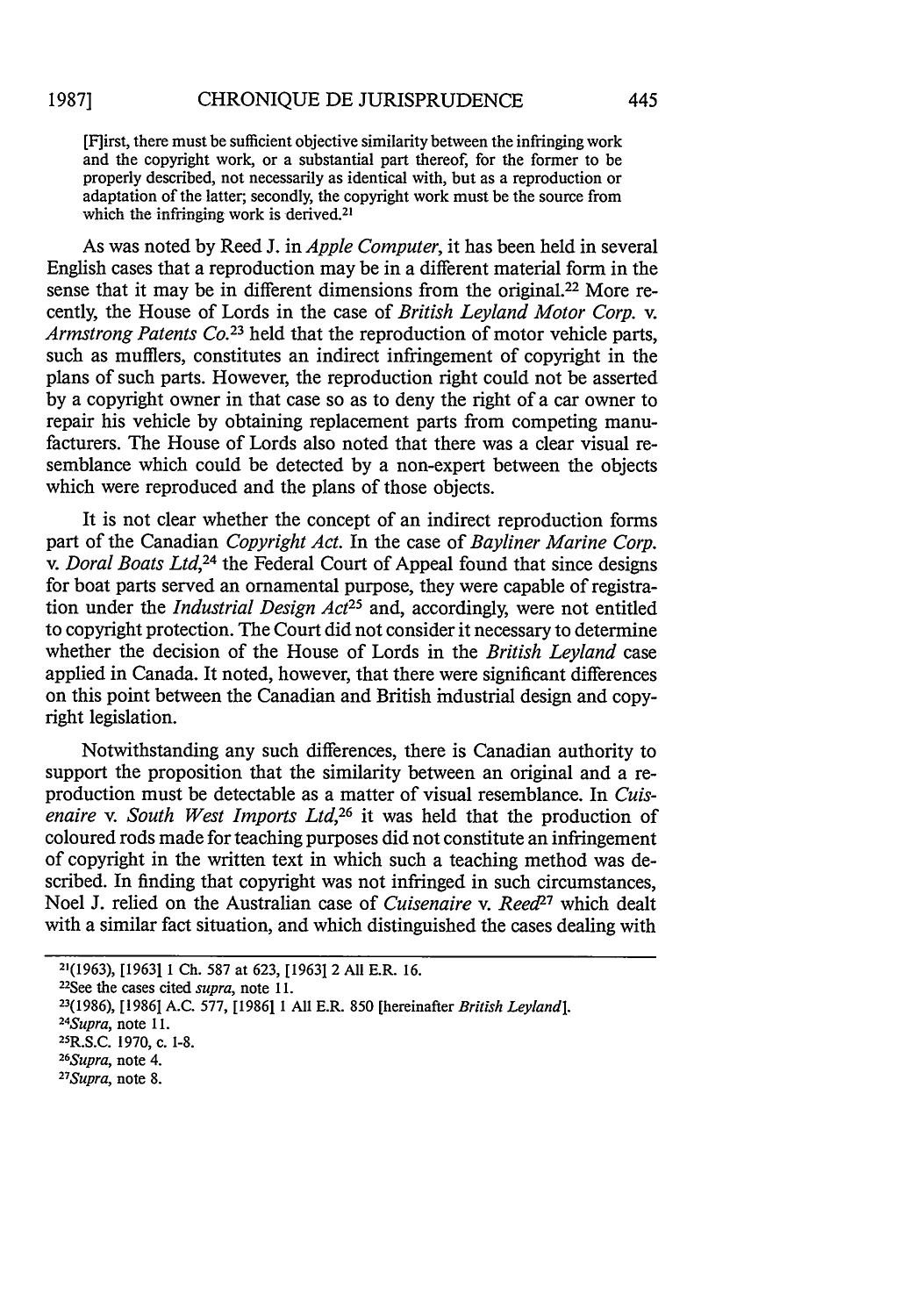> [F]irst, there must be sufficient objective similarity between the infringing work and the copyright work, or a substantial part thereof, for the former to be properly described, not necessarily as identical with, but as a reproduction or adaptation of the latter; secondly, the copyright work must be the source from which the infringing work is derived.[21]

As was noted by Reed J. in *Apple Computer*, it has been held in several English cases that a reproduction may be in a different material form in the sense that it may be in different dimensions from the original.[22] More recently, the House of Lords in the case of *British Leyland Motor Corp.* v. *Armstrong Patents Co.*[23] held that the reproduction of motor vehicle parts, such as mufflers, constitutes an indirect infringement of copyright in the plans of such parts. However, the reproduction right could not be asserted by a copyright owner in that case so as to deny the right of a car owner to repair his vehicle by obtaining replacement parts from competing manufacturers. The House of Lords also noted that there was a clear visual resemblance which could be detected by a non-expert between the objects which were reproduced and the plans of those objects.

It is not clear whether the concept of an indirect reproduction forms part of the Canadian *Copyright Act*. In the case of *Bayliner Marine Corp.* v. *Doral Boats Ltd*,[24] the Federal Court of Appeal found that since designs for boat parts served an ornamental purpose, they were capable of registration under the *Industrial Design Act*[25] and, accordingly, were not entitled to copyright protection. The Court did not consider it necessary to determine whether the decision of the House of Lords in the *British Leyland* case applied in Canada. It noted, however, that there were significant differences on this point between the Canadian and British industrial design and copyright legislation.

Notwithstanding any such differences, there is Canadian authority to support the proposition that the similarity between an original and a reproduction must be detectable as a matter of visual resemblance. In *Cuisenaire* v. *South West Imports Ltd*,[26] it was held that the production of coloured rods made for teaching purposes did not constitute an infringement of copyright in the written text in which such a teaching method was described. In finding that copyright was not infringed in such circumstances, Noel J. relied on the Australian case of *Cuisenaire* v. *Reed*[27] which dealt with a similar fact situation, and which distinguished the cases dealing with

---

[21](1963), [1963] 1 Ch. 587 at 623, [1963] 2 All E.R. 16.

[22]See the cases cited *supra*, note 11.

[23](1986), [1986] A.C. 577, [1986] 1 All E.R. 850 [hereinafter *British Leyland*].

[24]*Supra*, note 11.

[25]R.S.C. 1970, c. I-8.

[26]*Supra*, note 4.

[27]*Supra*, note 8.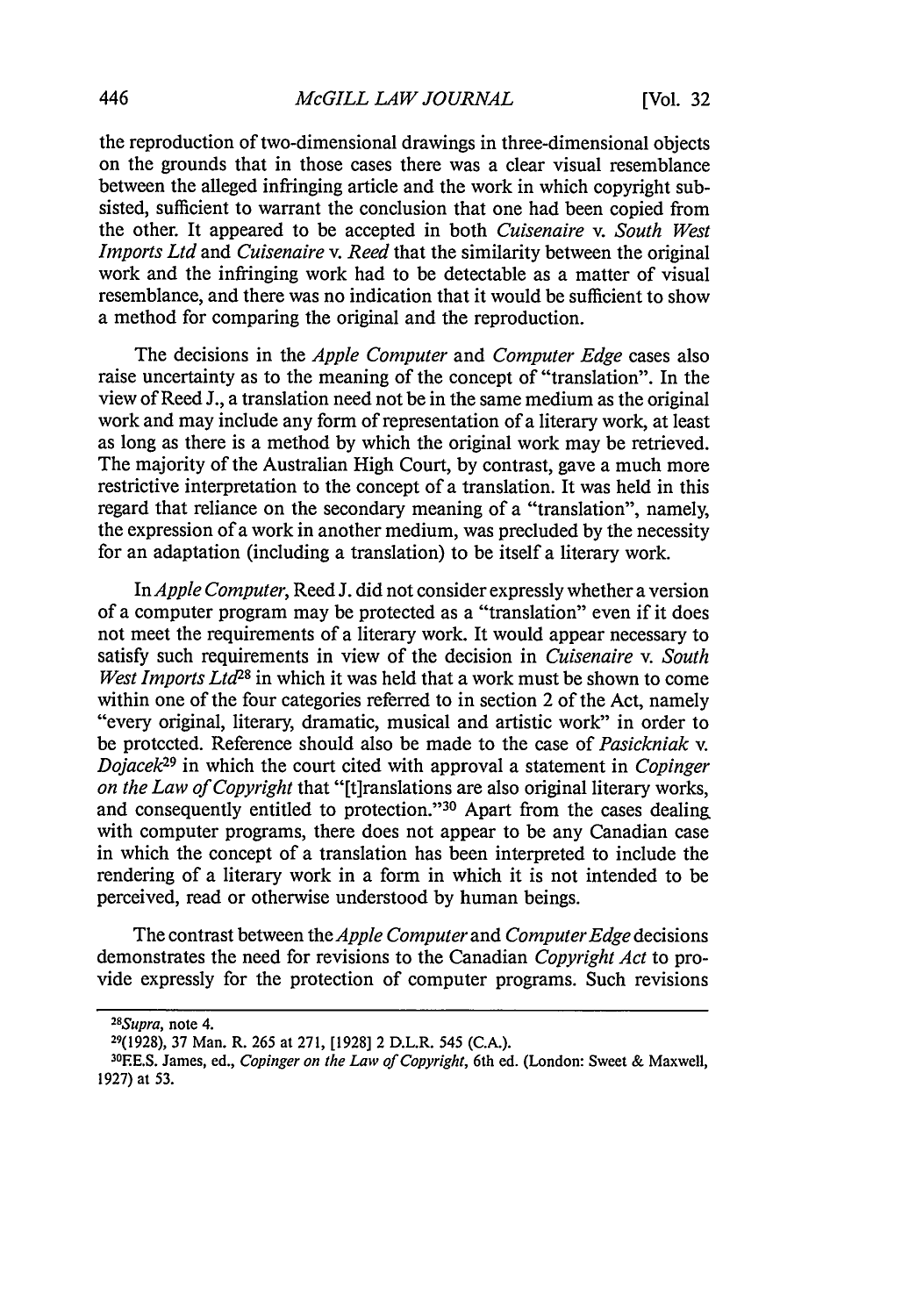the reproduction of two-dimensional drawings in three-dimensional objects on the grounds that in those cases there was a clear visual resemblance between the alleged infringing article and the work in which copyright subsisted, sufficient to warrant the conclusion that one had been copied from the other. It appeared to be accepted in both *Cuisenaire* v. *South West Imports Ltd* and *Cuisenaire* v. *Reed* that the similarity between the original work and the infringing work had to be detectable as a matter of visual resemblance, and there was no indication that it would be sufficient to show a method for comparing the original and the reproduction.

The decisions in the *Apple Computer* and *Computer Edge* cases also raise uncertainty as to the meaning of the concept of "translation". In the view of Reed J., a translation need not be in the same medium as the original work and may include any form of representation of a literary work, at least as long as there is a method by which the original work may be retrieved. The majority of the Australian High Court, by contrast, gave a much more restrictive interpretation to the concept of a translation. It was held in this regard that reliance on the secondary meaning of a "translation", namely, the expression of a work in another medium, was precluded by the necessity for an adaptation (including a translation) to be itself a literary work.

In *Apple Computer*, Reed J. did not consider expressly whether a version of a computer program may be protected as a "translation" even if it does not meet the requirements of a literary work. It would appear necessary to satisfy such requirements in view of the decision in *Cuisenaire* v. *South West Imports Ltd*[28] in which it was held that a work must be shown to come within one of the four categories referred to in section 2 of the Act, namely "every original, literary, dramatic, musical and artistic work" in order to be protected. Reference should also be made to the case of *Pasickniak* v. *Dojacek*[29] in which the court cited with approval a statement in *Copinger on the Law of Copyright* that "[t]ranslations are also original literary works, and consequently entitled to protection."[30] Apart from the cases dealing with computer programs, there does not appear to be any Canadian case in which the concept of a translation has been interpreted to include the rendering of a literary work in a form in which it is not intended to be perceived, read or otherwise understood by human beings.

The contrast between the *Apple Computer* and *Computer Edge* decisions demonstrates the need for revisions to the Canadian *Copyright Act* to provide expressly for the protection of computer programs. Such revisions

---

[28] *Supra*, note 4.

[29] (1928), 37 Man. R. 265 at 271, [1928] 2 D.L.R. 545 (C.A.).

[30] F.E.S. James, ed., *Copinger on the Law of Copyright*, 6th ed. (London: Sweet & Maxwell, 1927) at 53.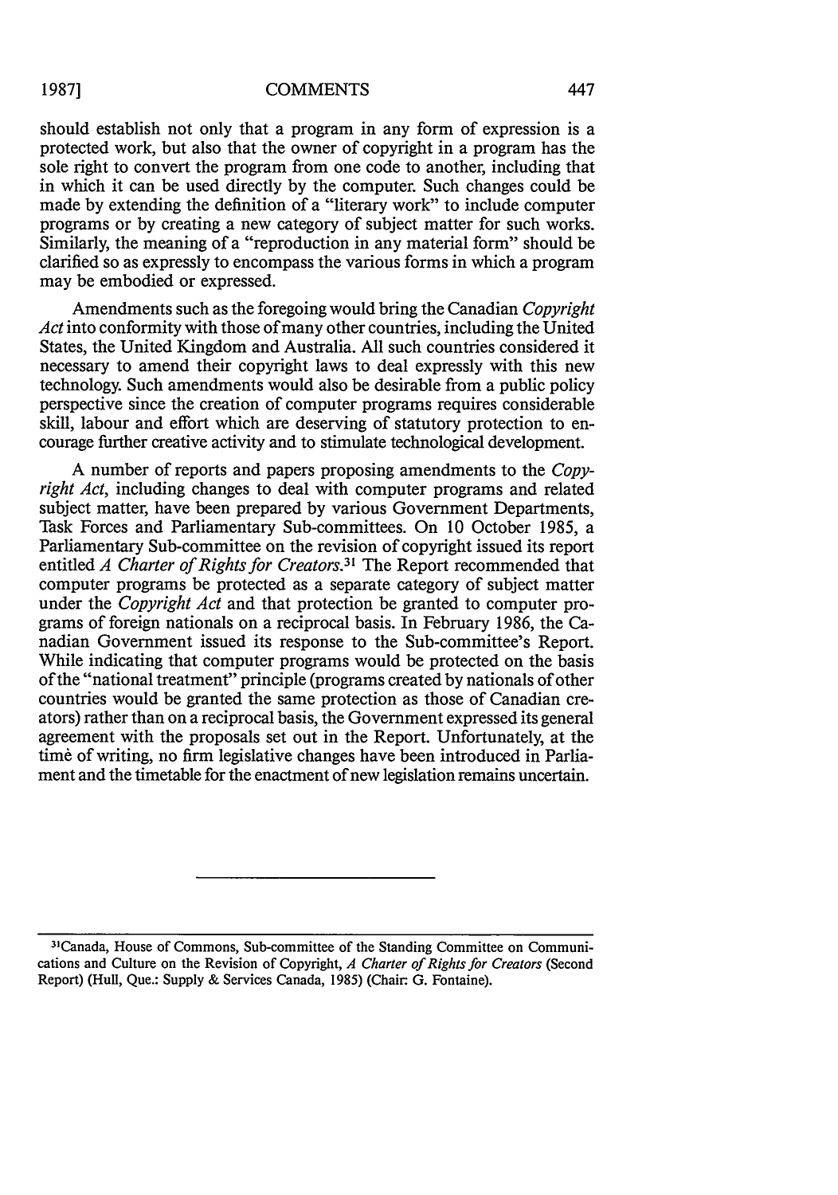should establish not only that a program in any form of expression is a protected work, but also that the owner of copyright in a program has the sole right to convert the program from one code to another, including that in which it can be used directly by the computer. Such changes could be made by extending the definition of a "literary work" to include computer programs or by creating a new category of subject matter for such works. Similarly, the meaning of a "reproduction in any material form" should be clarified so as expressly to encompass the various forms in which a program may be embodied or expressed.

Amendments such as the foregoing would bring the Canadian *Copyright Act* into conformity with those of many other countries, including the United States, the United Kingdom and Australia. All such countries considered it necessary to amend their copyright laws to deal expressly with this new technology. Such amendments would also be desirable from a public policy perspective since the creation of computer programs requires considerable skill, labour and effort which are deserving of statutory protection to encourage further creative activity and to stimulate technological development.

A number of reports and papers proposing amendments to the *Copyright Act*, including changes to deal with computer programs and related subject matter, have been prepared by various Government Departments, Task Forces and Parliamentary Sub-committees. On 10 October 1985, a Parliamentary Sub-committee on the revision of copyright issued its report entitled *A Charter of Rights for Creators*.[31] The Report recommended that computer programs be protected as a separate category of subject matter under the *Copyright Act* and that protection be granted to computer programs of foreign nationals on a reciprocal basis. In February 1986, the Canadian Government issued its response to the Sub-committee's Report. While indicating that computer programs would be protected on the basis of the "national treatment" principle (programs created by nationals of other countries would be granted the same protection as those of Canadian creators) rather than on a reciprocal basis, the Government expressed its general agreement with the proposals set out in the Report. Unfortunately, at the time of writing, no firm legislative changes have been introduced in Parliament and the timetable for the enactment of new legislation remains uncertain.

---

[31] Canada, House of Commons, Sub-committee of the Standing Committee on Communications and Culture on the Revision of Copyright, *A Charter of Rights for Creators* (Second Report) (Hull, Que.: Supply & Services Canada, 1985) (Chair: G. Fontaine).